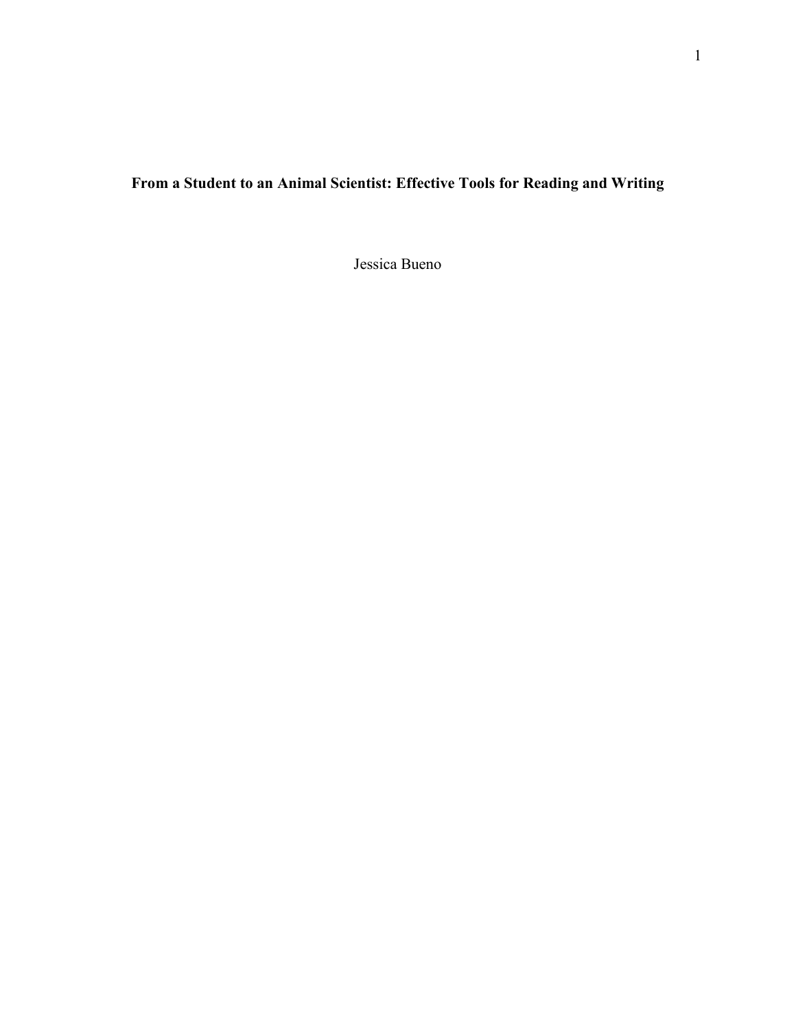# From a Student to an Animal Scientist: Effective Tools for Reading and Writing

Jessica Bueno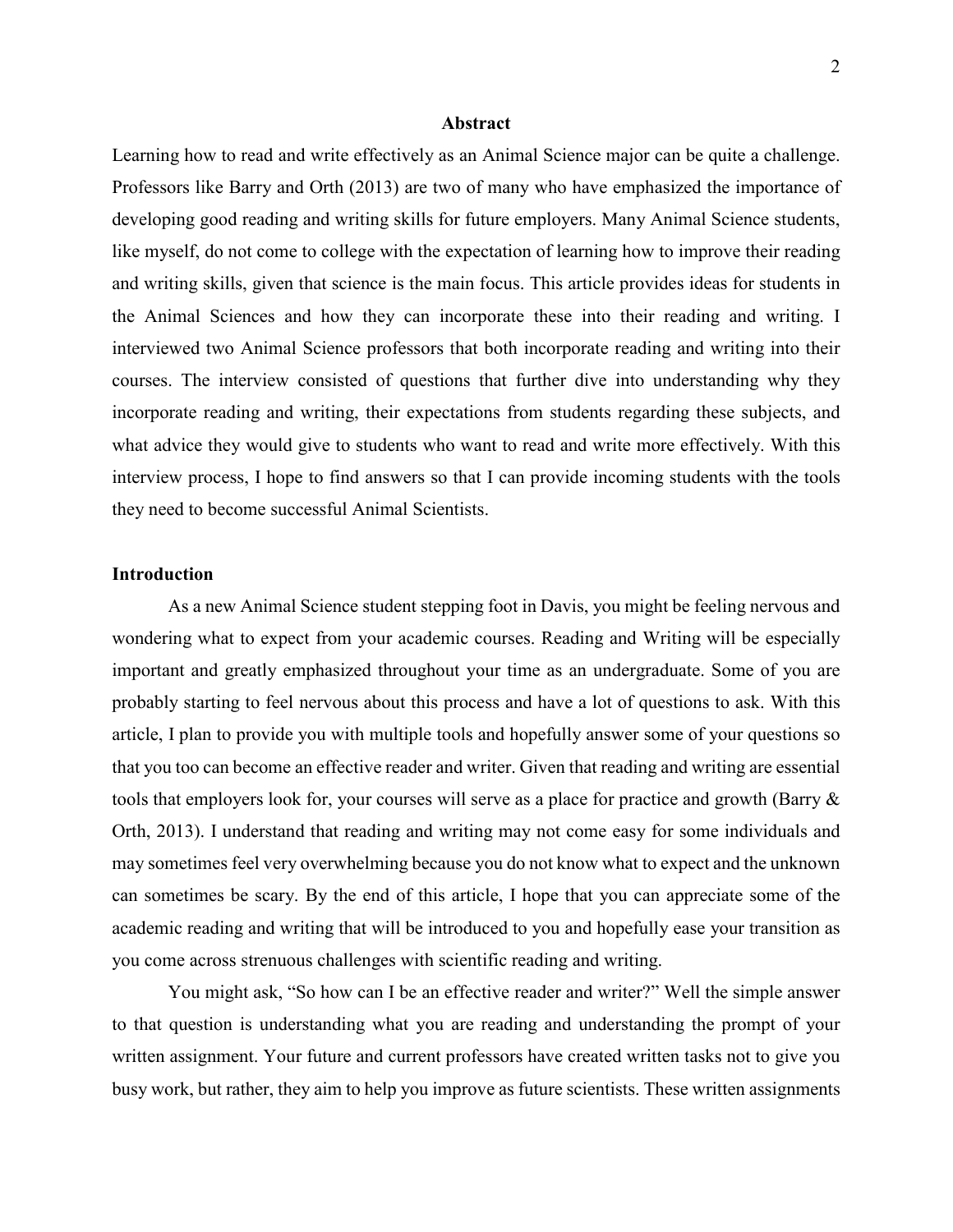## Abstract

Learning how to read and write effectively as an Animal Science major can be quite a challenge. Professors like Barry and Orth (2013) are two of many who have emphasized the importance of developing good reading and writing skills for future employers. Many Animal Science students, like myself, do not come to college with the expectation of learning how to improve their reading and writing skills, given that science is the main focus. This article provides ideas for students in the Animal Sciences and how they can incorporate these into their reading and writing. I interviewed two Animal Science professors that both incorporate reading and writing into their courses. The interview consisted of questions that further dive into understanding why they incorporate reading and writing, their expectations from students regarding these subjects, and what advice they would give to students who want to read and write more effectively. With this interview process, I hope to find answers so that I can provide incoming students with the tools they need to become successful Animal Scientists.

## Introduction

As a new Animal Science student stepping foot in Davis, you might be feeling nervous and wondering what to expect from your academic courses. Reading and Writing will be especially important and greatly emphasized throughout your time as an undergraduate. Some of you are probably starting to feel nervous about this process and have a lot of questions to ask. With this article, I plan to provide you with multiple tools and hopefully answer some of your questions so that you too can become an effective reader and writer. Given that reading and writing are essential tools that employers look for, your courses will serve as a place for practice and growth (Barry & Orth, 2013). I understand that reading and writing may not come easy for some individuals and may sometimes feel very overwhelming because you do not know what to expect and the unknown can sometimes be scary. By the end of this article, I hope that you can appreciate some of the academic reading and writing that will be introduced to you and hopefully ease your transition as you come across strenuous challenges with scientific reading and writing.

You might ask, "So how can I be an effective reader and writer?" Well the simple answer to that question is understanding what you are reading and understanding the prompt of your written assignment. Your future and current professors have created written tasks not to give you busy work, but rather, they aim to help you improve as future scientists. These written assignments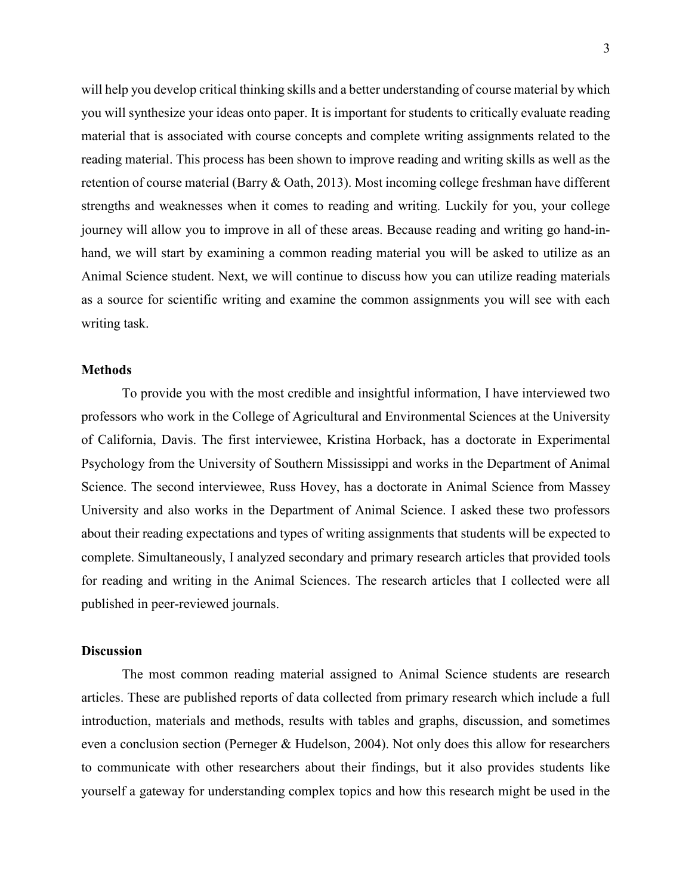will help you develop critical thinking skills and a better understanding of course material by which you will synthesize your ideas onto paper. It is important for students to critically evaluate reading material that is associated with course concepts and complete writing assignments related to the reading material. This process has been shown to improve reading and writing skills as well as the retention of course material (Barry & Oath, 2013). Most incoming college freshman have different strengths and weaknesses when it comes to reading and writing. Luckily for you, your college journey will allow you to improve in all of these areas. Because reading and writing go hand-in-hand, we will start by examining a common reading material you will be asked to utilize as an Animal Science student. Next, we will continue to discuss how you can utilize reading materials as a source for scientific writing and examine the common assignments you will see with each writing task.

## Methods

To provide you with the most credible and insightful information, I have interviewed two professors who work in the College of Agricultural and Environmental Sciences at the University of California, Davis. The first interviewee, Kristina Horback, has a doctorate in Experimental Psychology from the University of Southern Mississippi and works in the Department of Animal Science. The second interviewee, Russ Hovey, has a doctorate in Animal Science from Massey University and also works in the Department of Animal Science. I asked these two professors about their reading expectations and types of writing assignments that students will be expected to complete. Simultaneously, I analyzed secondary and primary research articles that provided tools for reading and writing in the Animal Sciences. The research articles that I collected were all published in peer-reviewed journals.

## Discussion

The most common reading material assigned to Animal Science students are research articles. These are published reports of data collected from primary research which include a full introduction, materials and methods, results with tables and graphs, discussion, and sometimes even a conclusion section (Perneger & Hudelson, 2004). Not only does this allow for researchers to communicate with other researchers about their findings, but it also provides students like yourself a gateway for understanding complex topics and how this research might be used in the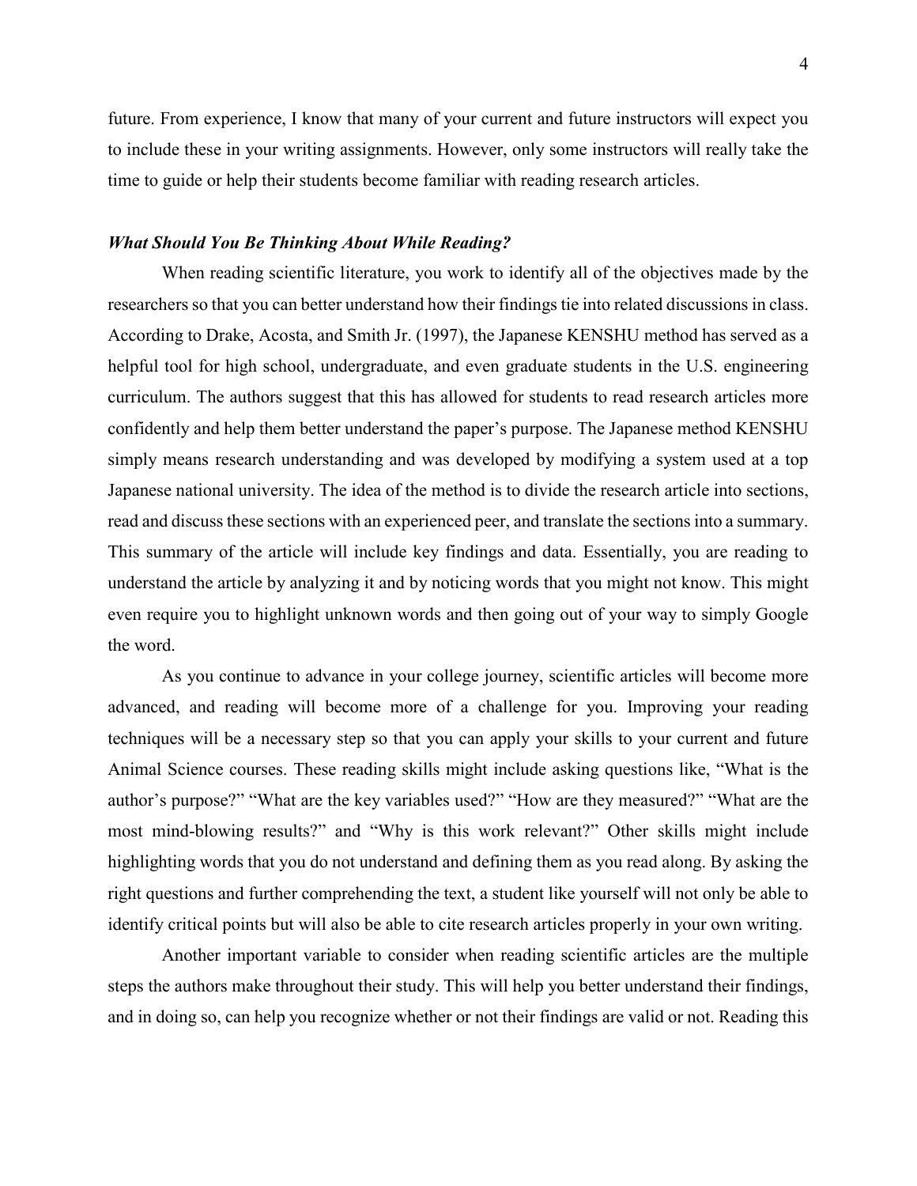future. From experience, I know that many of your current and future instructors will expect you to include these in your writing assignments. However, only some instructors will really take the time to guide or help their students become familiar with reading research articles.

### *What Should You Be Thinking About While Reading?*

When reading scientific literature, you work to identify all of the objectives made by the researchers so that you can better understand how their findings tie into related discussions in class. According to Drake, Acosta, and Smith Jr. (1997), the Japanese KENSHU method has served as a helpful tool for high school, undergraduate, and even graduate students in the U.S. engineering curriculum. The authors suggest that this has allowed for students to read research articles more confidently and help them better understand the paper's purpose. The Japanese method KENSHU simply means research understanding and was developed by modifying a system used at a top Japanese national university. The idea of the method is to divide the research article into sections, read and discuss these sections with an experienced peer, and translate the sections into a summary. This summary of the article will include key findings and data. Essentially, you are reading to understand the article by analyzing it and by noticing words that you might not know. This might even require you to highlight unknown words and then going out of your way to simply Google the word.

As you continue to advance in your college journey, scientific articles will become more advanced, and reading will become more of a challenge for you. Improving your reading techniques will be a necessary step so that you can apply your skills to your current and future Animal Science courses. These reading skills might include asking questions like, "What is the author's purpose?" "What are the key variables used?" "How are they measured?" "What are the most mind-blowing results?" and "Why is this work relevant?" Other skills might include highlighting words that you do not understand and defining them as you read along. By asking the right questions and further comprehending the text, a student like yourself will not only be able to identify critical points but will also be able to cite research articles properly in your own writing.

Another important variable to consider when reading scientific articles are the multiple steps the authors make throughout their study. This will help you better understand their findings, and in doing so, can help you recognize whether or not their findings are valid or not. Reading this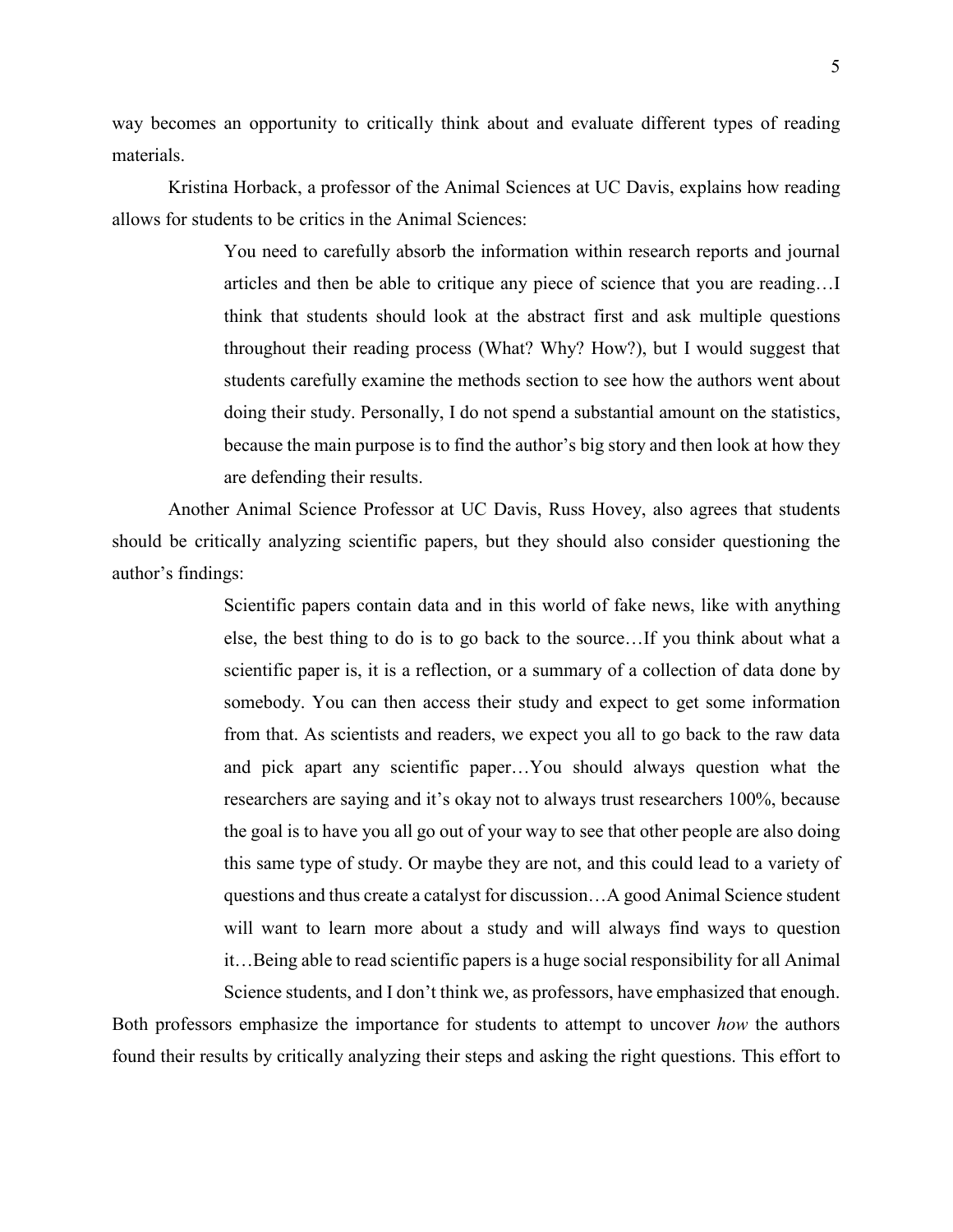way becomes an opportunity to critically think about and evaluate different types of reading materials.

Kristina Horback, a professor of the Animal Sciences at UC Davis, explains how reading allows for students to be critics in the Animal Sciences:

> You need to carefully absorb the information within research reports and journal articles and then be able to critique any piece of science that you are reading…I think that students should look at the abstract first and ask multiple questions throughout their reading process (What? Why? How?), but I would suggest that students carefully examine the methods section to see how the authors went about doing their study. Personally, I do not spend a substantial amount on the statistics, because the main purpose is to find the author's big story and then look at how they are defending their results.

Another Animal Science Professor at UC Davis, Russ Hovey, also agrees that students should be critically analyzing scientific papers, but they should also consider questioning the author's findings:

> Scientific papers contain data and in this world of fake news, like with anything else, the best thing to do is to go back to the source…If you think about what a scientific paper is, it is a reflection, or a summary of a collection of data done by somebody. You can then access their study and expect to get some information from that. As scientists and readers, we expect you all to go back to the raw data and pick apart any scientific paper…You should always question what the researchers are saying and it's okay not to always trust researchers 100%, because the goal is to have you all go out of your way to see that other people are also doing this same type of study. Or maybe they are not, and this could lead to a variety of questions and thus create a catalyst for discussion…A good Animal Science student will want to learn more about a study and will always find ways to question it…Being able to read scientific papers is a huge social responsibility for all Animal Science students, and I don't think we, as professors, have emphasized that enough.

Both professors emphasize the importance for students to attempt to uncover *how* the authors found their results by critically analyzing their steps and asking the right questions. This effort to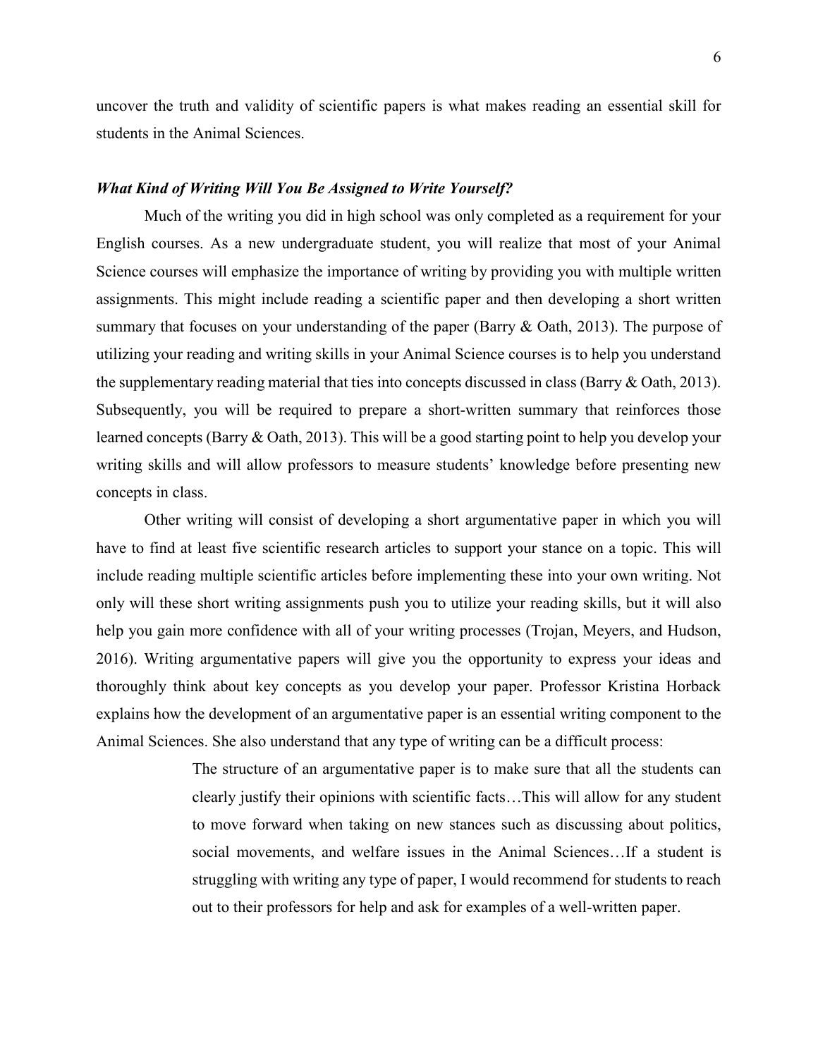uncover the truth and validity of scientific papers is what makes reading an essential skill for students in the Animal Sciences.

### ***What Kind of Writing Will You Be Assigned to Write Yourself?***

Much of the writing you did in high school was only completed as a requirement for your English courses. As a new undergraduate student, you will realize that most of your Animal Science courses will emphasize the importance of writing by providing you with multiple written assignments. This might include reading a scientific paper and then developing a short written summary that focuses on your understanding of the paper (Barry & Oath, 2013). The purpose of utilizing your reading and writing skills in your Animal Science courses is to help you understand the supplementary reading material that ties into concepts discussed in class (Barry & Oath, 2013). Subsequently, you will be required to prepare a short-written summary that reinforces those learned concepts (Barry & Oath, 2013). This will be a good starting point to help you develop your writing skills and will allow professors to measure students' knowledge before presenting new concepts in class.

Other writing will consist of developing a short argumentative paper in which you will have to find at least five scientific research articles to support your stance on a topic. This will include reading multiple scientific articles before implementing these into your own writing. Not only will these short writing assignments push you to utilize your reading skills, but it will also help you gain more confidence with all of your writing processes (Trojan, Meyers, and Hudson, 2016). Writing argumentative papers will give you the opportunity to express your ideas and thoroughly think about key concepts as you develop your paper. Professor Kristina Horback explains how the development of an argumentative paper is an essential writing component to the Animal Sciences. She also understand that any type of writing can be a difficult process:

> The structure of an argumentative paper is to make sure that all the students can clearly justify their opinions with scientific facts…This will allow for any student to move forward when taking on new stances such as discussing about politics, social movements, and welfare issues in the Animal Sciences…If a student is struggling with writing any type of paper, I would recommend for students to reach out to their professors for help and ask for examples of a well-written paper.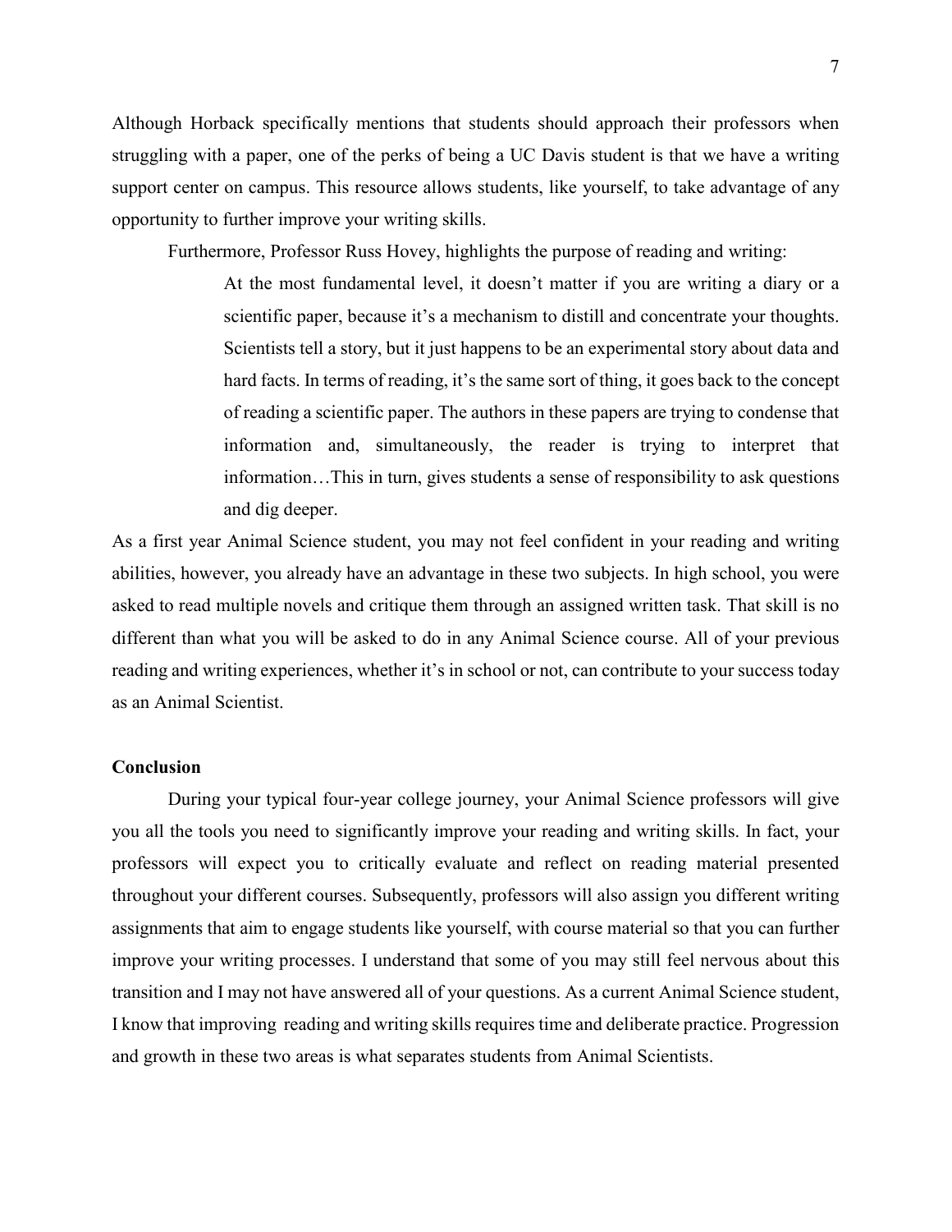Although Horback specifically mentions that students should approach their professors when struggling with a paper, one of the perks of being a UC Davis student is that we have a writing support center on campus. This resource allows students, like yourself, to take advantage of any opportunity to further improve your writing skills.

Furthermore, Professor Russ Hovey, highlights the purpose of reading and writing:

> At the most fundamental level, it doesn't matter if you are writing a diary or a scientific paper, because it's a mechanism to distill and concentrate your thoughts. Scientists tell a story, but it just happens to be an experimental story about data and hard facts. In terms of reading, it's the same sort of thing, it goes back to the concept of reading a scientific paper. The authors in these papers are trying to condense that information and, simultaneously, the reader is trying to interpret that information…This in turn, gives students a sense of responsibility to ask questions and dig deeper.

As a first year Animal Science student, you may not feel confident in your reading and writing abilities, however, you already have an advantage in these two subjects. In high school, you were asked to read multiple novels and critique them through an assigned written task. That skill is no different than what you will be asked to do in any Animal Science course. All of your previous reading and writing experiences, whether it's in school or not, can contribute to your success today as an Animal Scientist.

**Conclusion**

During your typical four-year college journey, your Animal Science professors will give you all the tools you need to significantly improve your reading and writing skills. In fact, your professors will expect you to critically evaluate and reflect on reading material presented throughout your different courses. Subsequently, professors will also assign you different writing assignments that aim to engage students like yourself, with course material so that you can further improve your writing processes. I understand that some of you may still feel nervous about this transition and I may not have answered all of your questions. As a current Animal Science student, I know that improving reading and writing skills requires time and deliberate practice. Progression and growth in these two areas is what separates students from Animal Scientists.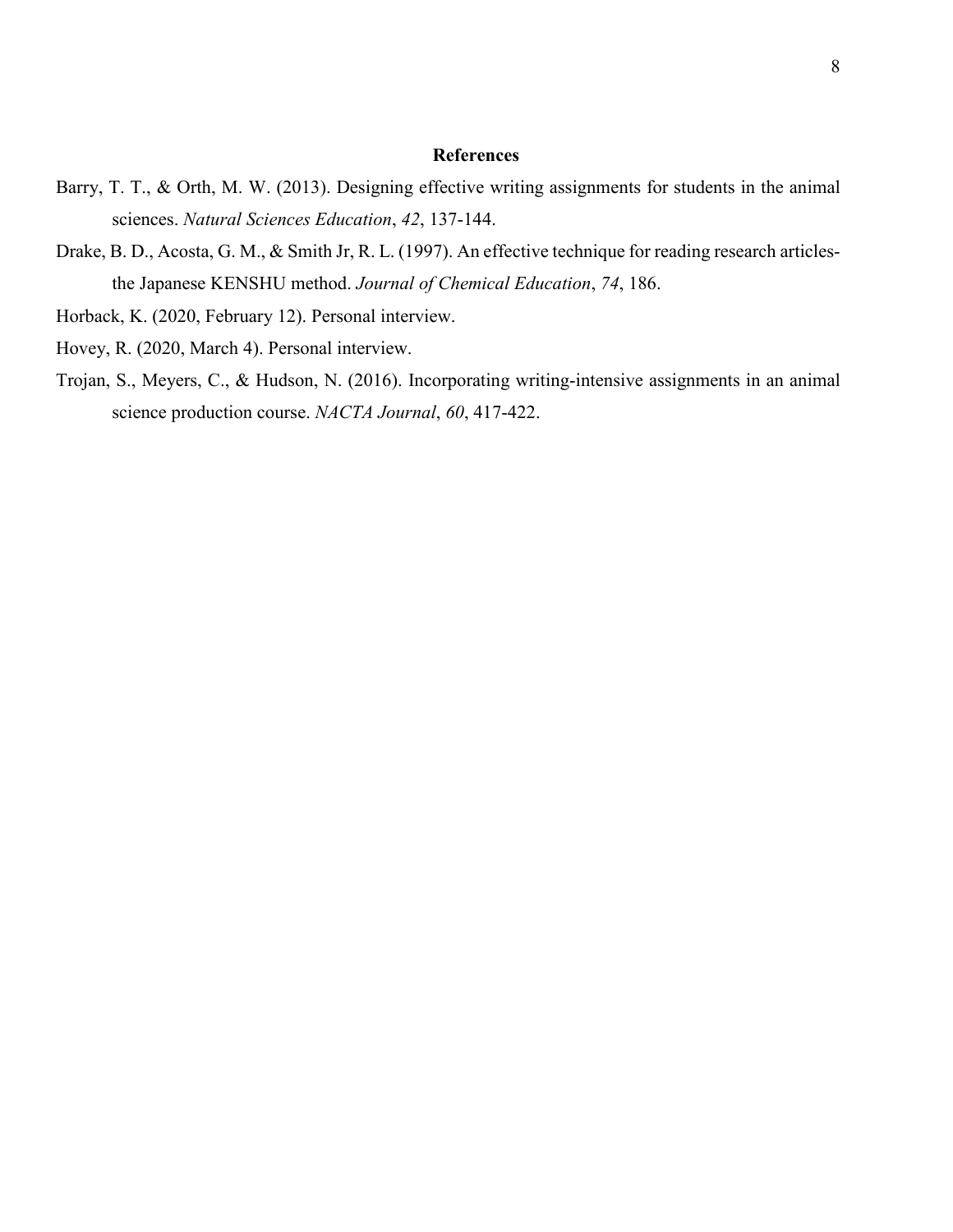## References

Barry, T. T., & Orth, M. W. (2013). Designing effective writing assignments for students in the animal sciences. *Natural Sciences Education*, *42*, 137-144.

Drake, B. D., Acosta, G. M., & Smith Jr, R. L. (1997). An effective technique for reading research articles-the Japanese KENSHU method. *Journal of Chemical Education*, *74*, 186.

Horback, K. (2020, February 12). Personal interview.

Hovey, R. (2020, March 4). Personal interview.

Trojan, S., Meyers, C., & Hudson, N. (2016). Incorporating writing-intensive assignments in an animal science production course. *NACTA Journal*, *60*, 417-422.